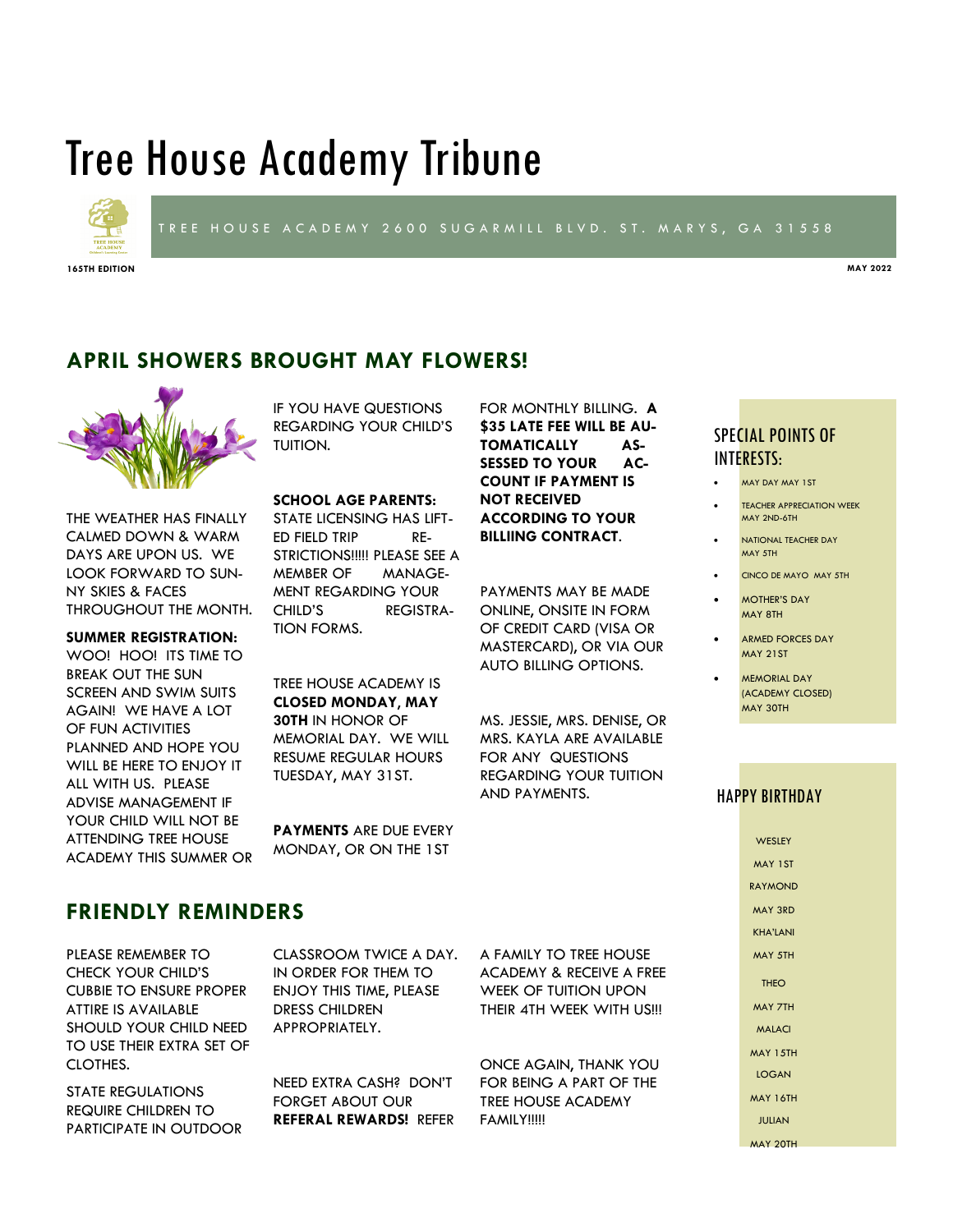# Tree House Academy Tribune

TREE HOUSE ACADEMY 2600 SUGARMILL BLVD. ST. MARYS, GA 31558

**165TH EDITION** **MAY 2022**

## APRIL SHOWERS BROUGHT MAY FLOWERS!

THE WEATHER HAS FINALLY CALMED DOWN & WARM DAYS ARE UPON US. WE LOOK FORWARD TO SUNNY SKIES & FACES THROUGHOUT THE MONTH.

**SUMMER REGISTRATION:** WOO! HOO! ITS TIME TO BREAK OUT THE SUN SCREEN AND SWIM SUITS AGAIN! WE HAVE A LOT OF FUN ACTIVITIES PLANNED AND HOPE YOU WILL BE HERE TO ENJOY IT ALL WITH US. PLEASE ADVISE MANAGEMENT IF YOUR CHILD WILL NOT BE ATTENDING TREE HOUSE ACADEMY THIS SUMMER OR IF YOU HAVE QUESTIONS REGARDING YOUR CHILD'S TUITION.

**SCHOOL AGE PARENTS:** STATE LICENSING HAS LIFTED FIELD TRIP RESTRICTIONS!!!!! PLEASE SEE A MEMBER OF MANAGEMENT REGARDING YOUR CHILD'S REGISTRATION FORMS.

TREE HOUSE ACADEMY IS **CLOSED MONDAY, MAY 30TH** IN HONOR OF MEMORIAL DAY. WE WILL RESUME REGULAR HOURS TUESDAY, MAY 31ST.

**PAYMENTS** ARE DUE EVERY MONDAY, OR ON THE 1ST FOR MONTHLY BILLING. **A $35 LATE FEE WILL BE AUTOMATICALLY ASSESSED TO YOUR ACCOUNT IF PAYMENT IS NOT RECEIVED ACCORDING TO YOUR BILLIING CONTRACT.**

PAYMENTS MAY BE MADE ONLINE, ONSITE IN FORM OF CREDIT CARD (VISA OR MASTERCARD), OR VIA OUR AUTO BILLING OPTIONS.

MS. JESSIE, MRS. DENISE, OR MRS. KAYLA ARE AVAILABLE FOR ANY QUESTIONS REGARDING YOUR TUITION AND PAYMENTS.

## FRIENDLY REMINDERS

PLEASE REMEMBER TO CHECK YOUR CHILD'S CUBBIE TO ENSURE PROPER ATTIRE IS AVAILABLE SHOULD YOUR CHILD NEED TO USE THEIR EXTRA SET OF CLOTHES.

STATE REGULATIONS REQUIRE CHILDREN TO PARTICIPATE IN OUTDOOR CLASSROOM TWICE A DAY. IN ORDER FOR THEM TO ENJOY THIS TIME, PLEASE DRESS CHILDREN APPROPRIATELY.

NEED EXTRA CASH? DON'T FORGET ABOUT OUR **REFERAL REWARDS!** REFER A FAMILY TO TREE HOUSE ACADEMY & RECEIVE A FREE WEEK OF TUITION UPON THEIR 4TH WEEK WITH US!!!

ONCE AGAIN, THANK YOU FOR BEING A PART OF THE TREE HOUSE ACADEMY FAMILY!!!!!

### SPECIAL POINTS OF INTERESTS:

- MAY DAY MAY 1ST
- TEACHER APPRECIATION WEEK MAY 2ND-6TH
- NATIONAL TEACHER DAY MAY 5TH
- CINCO DE MAYO MAY 5TH
- MOTHER'S DAY MAY 8TH
- ARMED FORCES DAY MAY 21ST
- MEMORIAL DAY (ACADEMY CLOSED) MAY 30TH

### HAPPY BIRTHDAY

WESLEY
MAY 1ST

RAYMOND
MAY 3RD

KHA'LANI
MAY 5TH

THEO
MAY 7TH

MALACI
MAY 15TH

LOGAN
MAY 16TH

JULIAN
MAY 20TH